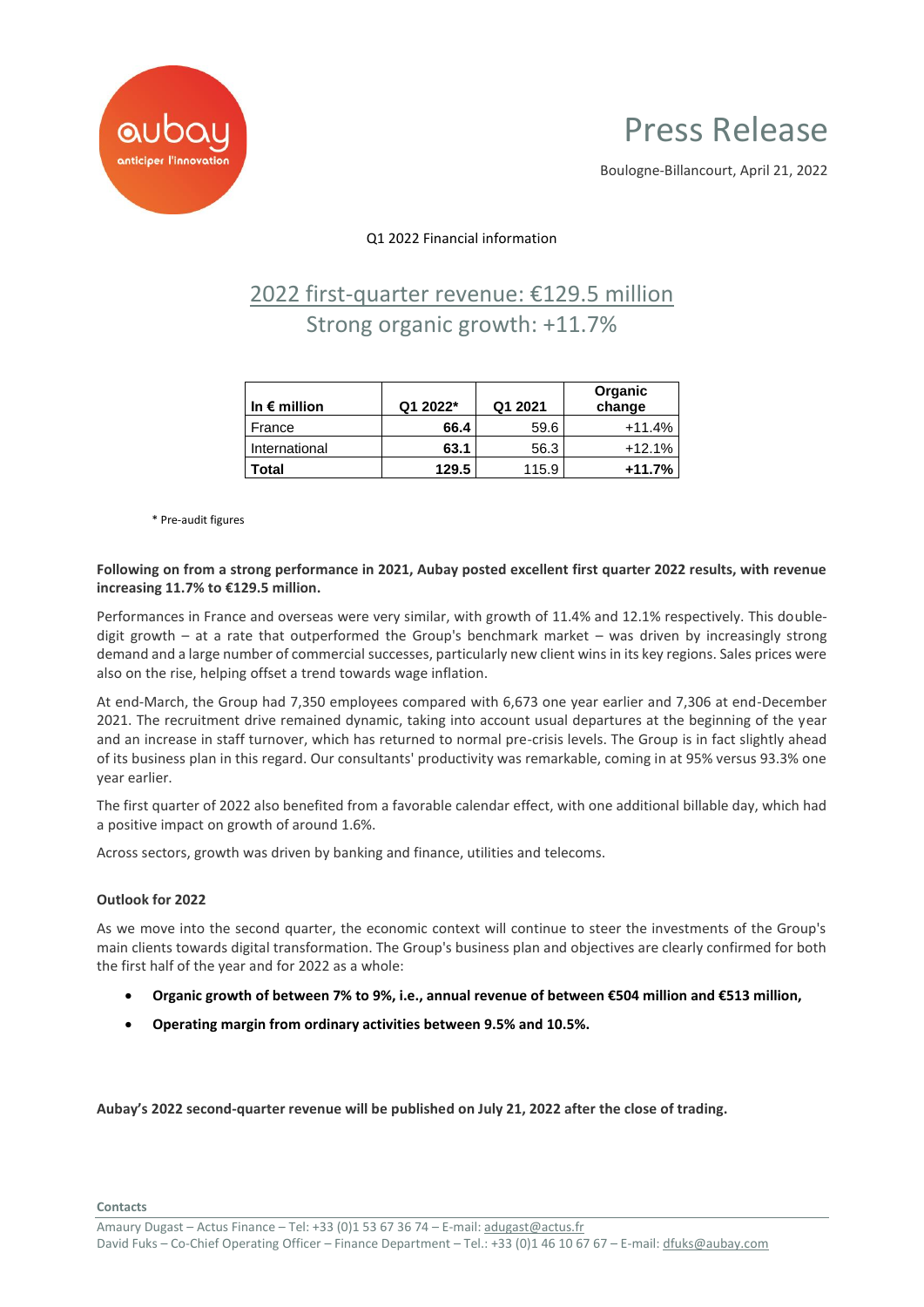# Press Release

Boulogne-Billancourt, April 21, 2022

Q1 2022 Financial information

## 2022 first-quarter revenue: €129.5 million
## Strong organic growth: +11.7%

| In € million | Q1 2022* | Q1 2021 | Organic change |
|---|---|---|---|
| France | **66.4** | 59.6 | +11.4% |
| International | **63.1** | 56.3 | +12.1% |
| **Total** | **129.5** | 115.9 | **+11.7%** |

\* Pre-audit figures

**Following on from a strong performance in 2021, Aubay posted excellent first quarter 2022 results, with revenue increasing 11.7% to €129.5 million.**

Performances in France and overseas were very similar, with growth of 11.4% and 12.1% respectively. This double-digit growth – at a rate that outperformed the Group's benchmark market – was driven by increasingly strong demand and a large number of commercial successes, particularly new client wins in its key regions. Sales prices were also on the rise, helping offset a trend towards wage inflation.

At end-March, the Group had 7,350 employees compared with 6,673 one year earlier and 7,306 at end-December 2021. The recruitment drive remained dynamic, taking into account usual departures at the beginning of the year and an increase in staff turnover, which has returned to normal pre-crisis levels. The Group is in fact slightly ahead of its business plan in this regard. Our consultants' productivity was remarkable, coming in at 95% versus 93.3% one year earlier.

The first quarter of 2022 also benefited from a favorable calendar effect, with one additional billable day, which had a positive impact on growth of around 1.6%.

Across sectors, growth was driven by banking and finance, utilities and telecoms.

### Outlook for 2022

As we move into the second quarter, the economic context will continue to steer the investments of the Group's main clients towards digital transformation. The Group's business plan and objectives are clearly confirmed for both the first half of the year and for 2022 as a whole:

- **Organic growth of between 7% to 9%, i.e., annual revenue of between €504 million and €513 million,**
- **Operating margin from ordinary activities between 9.5% and 10.5%.**

**Aubay's 2022 second-quarter revenue will be published on July 21, 2022 after the close of trading.**

**Contacts**

Amaury Dugast – Actus Finance – Tel: +33 (0)1 53 67 36 74 – E-mail: adugast@actus.fr
David Fuks – Co-Chief Operating Officer – Finance Department – Tel.: +33 (0)1 46 10 67 67 – E-mail: dfuks@aubay.com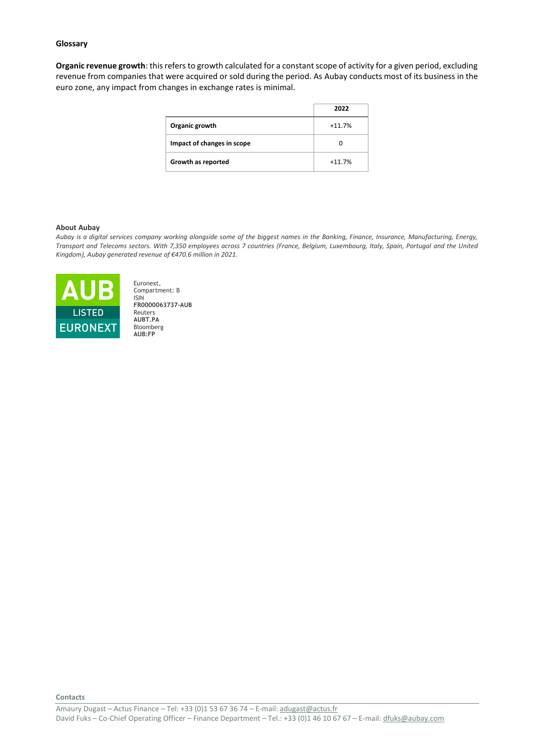**Glossary**

**Organic revenue growth**: this refers to growth calculated for a constant scope of activity for a given period, excluding revenue from companies that were acquired or sold during the period. As Aubay conducts most of its business in the euro zone, any impact from changes in exchange rates is minimal.

| | 2022 |
|---|---|
| **Organic growth** | +11.7% |
| **Impact of changes in scope** | 0 |
| **Growth as reported** | +11.7% |

**About Aubay**

*Aubay is a digital services company working alongside some of the biggest names in the Banking, Finance, Insurance, Manufacturing, Energy, Transport and Telecoms sectors. With 7,350 employees across 7 countries (France, Belgium, Luxembourg, Italy, Spain, Portugal and the United Kingdom), Aubay generated revenue of €470.6 million in 2021.*

AUB LISTED EURONEXT

Euronext,
Compartment: B
ISIN
**FR0000063737-AUB**
Reuters
**AUBT.PA**
Bloomberg
**AUB:FP**

**Contacts**

Amaury Dugast – Actus Finance – Tel: +33 (0)1 53 67 36 74 – E-mail: adugast@actus.fr
David Fuks – Co-Chief Operating Officer – Finance Department – Tel.: +33 (0)1 46 10 67 67 – E-mail: dfuks@aubay.com